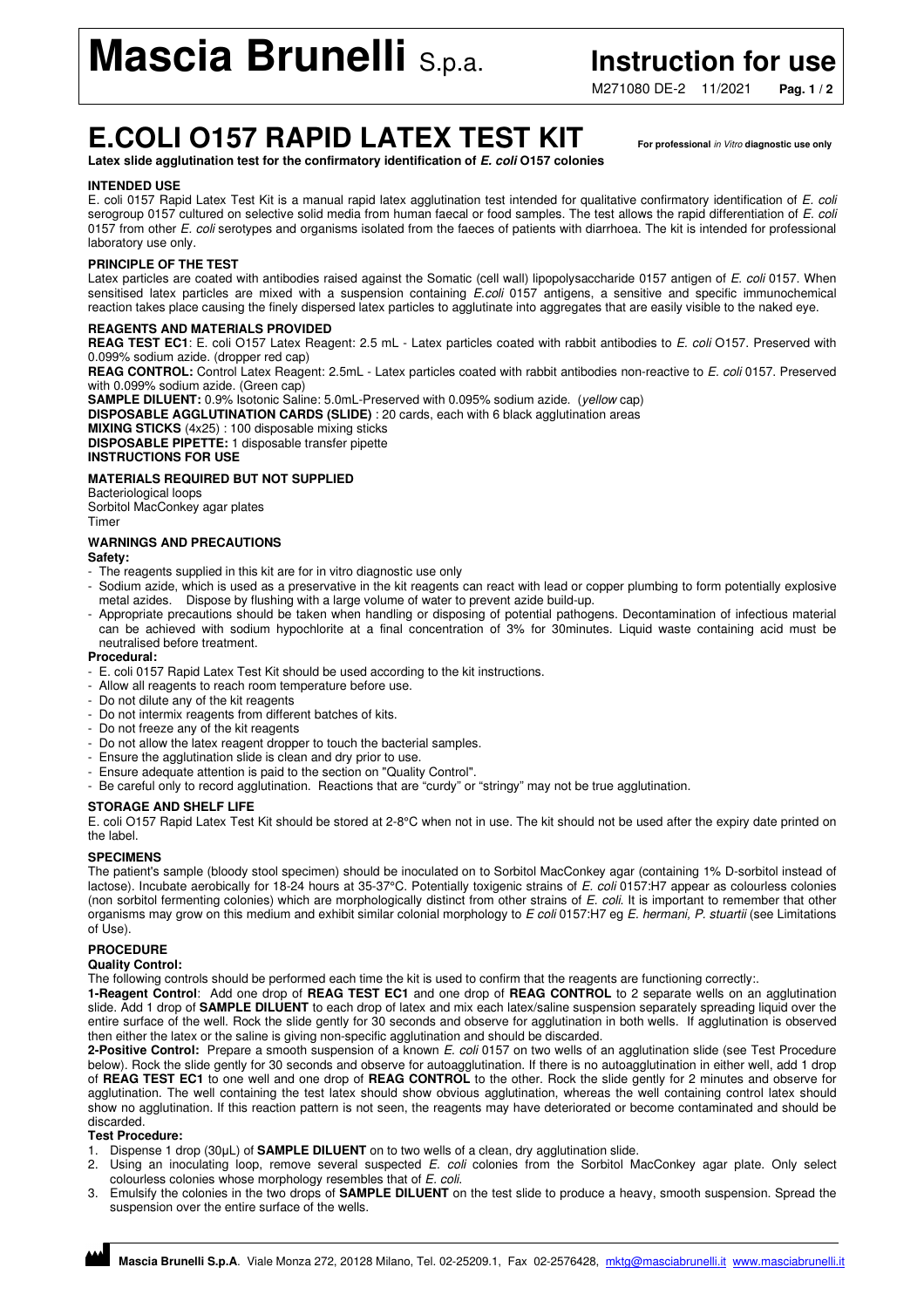# Mascia Brunelli S.p.a.

**Instruction for use**

M271080 DE-2 11/2021

# E.COLI O157 RAPID LATEX TEST KIT

**For professional *in Vitro* diagnostic use only**

**Latex slide agglutination test for the confirmatory identification of *E. coli* O157 colonies**

## INTENDED USE

E. coli 0157 Rapid Latex Test Kit is a manual rapid latex agglutination test intended for qualitative confirmatory identification of *E. coli* serogroup 0157 cultured on selective solid media from human faecal or food samples. The test allows the rapid differentiation of *E. coli* 0157 from other *E. coli* serotypes and organisms isolated from the faeces of patients with diarrhoea. The kit is intended for professional laboratory use only.

## PRINCIPLE OF THE TEST

Latex particles are coated with antibodies raised against the Somatic (cell wall) lipopolysaccharide 0157 antigen of *E. coli* 0157. When sensitised latex particles are mixed with a suspension containing *E.coli* 0157 antigens, a sensitive and specific immunochemical reaction takes place causing the finely dispersed latex particles to agglutinate into aggregates that are easily visible to the naked eye.

## REAGENTS AND MATERIALS PROVIDED

**REAG TEST EC1**: E. coli O157 Latex Reagent: 2.5 mL - Latex particles coated with rabbit antibodies to *E. coli* O157. Preserved with 0.099% sodium azide. (dropper red cap)

**REAG CONTROL:** Control Latex Reagent: 2.5mL - Latex particles coated with rabbit antibodies non-reactive to *E. coli* 0157. Preserved with 0.099% sodium azide. (Green cap)

**SAMPLE DILUENT:** 0.9% Isotonic Saline: 5.0mL-Preserved with 0.095% sodium azide. (*yellow* cap)

**DISPOSABLE AGGLUTINATION CARDS (SLIDE)** : 20 cards, each with 6 black agglutination areas

**MIXING STICKS** (4x25) : 100 disposable mixing sticks

**DISPOSABLE PIPETTE:** 1 disposable transfer pipette

**INSTRUCTIONS FOR USE**

## MATERIALS REQUIRED BUT NOT SUPPLIED

Bacteriological loops
Sorbitol MacConkey agar plates
Timer

## WARNINGS AND PRECAUTIONS

**Safety:**

- The reagents supplied in this kit are for in vitro diagnostic use only
- Sodium azide, which is used as a preservative in the kit reagents can react with lead or copper plumbing to form potentially explosive metal azides. Dispose by flushing with a large volume of water to prevent azide build-up.
- Appropriate precautions should be taken when handling or disposing of potential pathogens. Decontamination of infectious material can be achieved with sodium hypochlorite at a final concentration of 3% for 30minutes. Liquid waste containing acid must be neutralised before treatment.

**Procedural:**

- E. coli 0157 Rapid Latex Test Kit should be used according to the kit instructions.
- Allow all reagents to reach room temperature before use.
- Do not dilute any of the kit reagents
- Do not intermix reagents from different batches of kits.
- Do not freeze any of the kit reagents
- Do not allow the latex reagent dropper to touch the bacterial samples.
- Ensure the agglutination slide is clean and dry prior to use.
- Ensure adequate attention is paid to the section on "Quality Control".
- Be careful only to record agglutination. Reactions that are "curdy" or "stringy" may not be true agglutination.

## STORAGE AND SHELF LIFE

E. coli O157 Rapid Latex Test Kit should be stored at 2-8°C when not in use. The kit should not be used after the expiry date printed on the label.

## SPECIMENS

The patient's sample (bloody stool specimen) should be inoculated on to Sorbitol MacConkey agar (containing 1% D-sorbitol instead of lactose). Incubate aerobically for 18-24 hours at 35-37°C. Potentially toxigenic strains of *E. coli* 0157:H7 appear as colourless colonies (non sorbitol fermenting colonies) which are morphologically distinct from other strains of *E. coli*. It is important to remember that other organisms may grow on this medium and exhibit similar colonial morphology to *E coli* 0157:H7 eg *E. hermani, P. stuartii* (see Limitations of Use).

## PROCEDURE

**Quality Control:**

The following controls should be performed each time the kit is used to confirm that the reagents are functioning correctly:.

**1-Reagent Control**: Add one drop of **REAG TEST EC1** and one drop of **REAG CONTROL** to 2 separate wells on an agglutination slide. Add 1 drop of **SAMPLE DILUENT** to each drop of latex and mix each latex/saline suspension separately spreading liquid over the entire surface of the well. Rock the slide gently for 30 seconds and observe for agglutination in both wells. If agglutination is observed then either the latex or the saline is giving non-specific agglutination and should be discarded.

**2-Positive Control:** Prepare a smooth suspension of a known *E. coli* 0157 on two wells of an agglutination slide (see Test Procedure below). Rock the slide gently for 30 seconds and observe for autoagglutination. If there is no autoagglutination in either well, add 1 drop of **REAG TEST EC1** to one well and one drop of **REAG CONTROL** to the other. Rock the slide gently for 2 minutes and observe for agglutination. The well containing the test latex should show obvious agglutination, whereas the well containing control latex should show no agglutination. If this reaction pattern is not seen, the reagents may have deteriorated or become contaminated and should be discarded.

**Test Procedure:**

1. Dispense 1 drop (30µL) of **SAMPLE DILUENT** on to two wells of a clean, dry agglutination slide.
2. Using an inoculating loop, remove several suspected *E. coli* colonies from the Sorbitol MacConkey agar plate. Only select colourless colonies whose morphology resembles that of *E. coli*.
3. Emulsify the colonies in the two drops of **SAMPLE DILUENT** on the test slide to produce a heavy, smooth suspension. Spread the suspension over the entire surface of the wells.

**Mascia Brunelli S.p.A**. Viale Monza 272, 20128 Milano, Tel. 02-25209.1, Fax 02-2576428, mktg@masciabrunelli.it www.masciabrunelli.it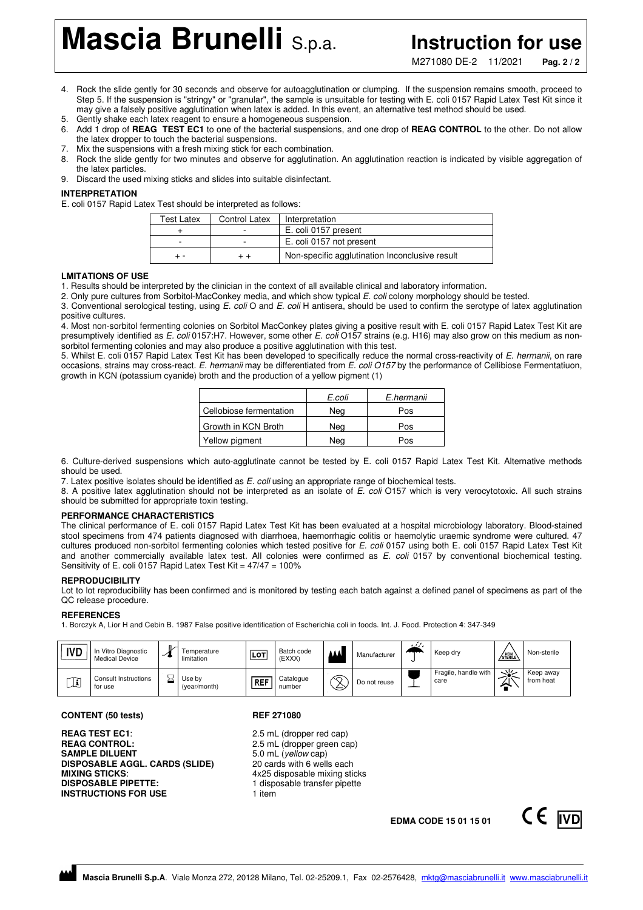4. Rock the slide gently for 30 seconds and observe for autoagglutination or clumping. If the suspension remains smooth, proceed to Step 5. If the suspension is "stringy" or "granular", the sample is unsuitable for testing with E. coli 0157 Rapid Latex Test Kit since it may give a falsely positive agglutination when latex is added. In this event, an alternative test method should be used.
5. Gently shake each latex reagent to ensure a homogeneous suspension.
6. Add 1 drop of **REAG TEST EC1** to one of the bacterial suspensions, and one drop of **REAG CONTROL** to the other. Do not allow the latex dropper to touch the bacterial suspensions.
7. Mix the suspensions with a fresh mixing stick for each combination.
8. Rock the slide gently for two minutes and observe for agglutination. An agglutination reaction is indicated by visible aggregation of the latex particles.
9. Discard the used mixing sticks and slides into suitable disinfectant.

**INTERPRETATION**

E. coli 0157 Rapid Latex Test should be interpreted as follows:

| Test Latex | Control Latex | Interpretation |
|---|---|---|
| + | - | E. coli 0157 present |
| - | - | E. coli 0157 not present |
| + - | + + | Non-specific agglutination Inconclusive result |

**LMITATIONS OF USE**

1. Results should be interpreted by the clinician in the context of all available clinical and laboratory information.
2. Only pure cultures from Sorbitol-MacConkey media, and which show typical *E. coli* colony morphology should be tested.
3. Conventional serological testing, using *E. coli* O and *E. coli* H antisera, should be used to confirm the serotype of latex agglutination positive cultures.
4. Most non-sorbitol fermenting colonies on Sorbitol MacConkey plates giving a positive result with E. coli 0157 Rapid Latex Test Kit are presumptively identified as *E. coli* 0157:H7. However, some other *E. coli* O157 strains (e.g. H16) may also grow on this medium as non-sorbitol fermenting colonies and may also produce a positive agglutination with this test.
5. Whilst E. coli 0157 Rapid Latex Test Kit has been developed to specifically reduce the normal cross-reactivity of *E. hermanii*, on rare occasions, strains may cross-react. *E. hermanii* may be differentiated from *E. coli O157* by the performance of Cellibiose Fermentatiuon, growth in KCN (potassium cyanide) broth and the production of a yellow pigment (1)

| | E.coli | E.hermanii |
|---|---|---|
| Cellobiose fermentation | Neg | Pos |
| Growth in KCN Broth | Neg | Pos |
| Yellow pigment | Neg | Pos |

6. Culture-derived suspensions which auto-agglutinate cannot be tested by E. coli 0157 Rapid Latex Test Kit. Alternative methods should be used.
7. Latex positive isolates should be identified as *E. coli* using an appropriate range of biochemical tests.
8. A positive latex agglutination should not be interpreted as an isolate of *E. coli* O157 which is very verocytotoxic. All such strains should be submitted for appropriate toxin testing.

**PERFORMANCE CHARACTERISTICS**

The clinical performance of E. coli 0157 Rapid Latex Test Kit has been evaluated at a hospital microbiology laboratory. Blood-stained stool specimens from 474 patients diagnosed with diarrhoea, haemorrhagic colitis or haemolytic uraemic syndrome were cultured. 47 cultures produced non-sorbitol fermenting colonies which tested positive for *E. coli* 0157 using both E. coli 0157 Rapid Latex Test Kit and another commercially available latex test. All colonies were confirmed as *E. coli* 0157 by conventional biochemical testing. Sensitivity of E. coli 0157 Rapid Latex Test Kit = 47/47 = 100%

**REPRODUCIBILITY**

Lot to lot reproducibility has been confirmed and is monitored by testing each batch against a defined panel of specimens as part of the QC release procedure.

**REFERENCES**

1. Borczyk A, Lior H and Cebin B. 1987 False positive identification of Escherichia coli in foods. Int. J. Food. Protection **4**: 347-349

| | | | | | | | | | | | |
|---|---|---|---|---|---|---|---|---|---|---|---|
| IVD | In Vitro Diagnostic Medical Device | | Temperature limitation | LOT | Batch code (EXXX) | | Manufacturer | | Keep dry | NON STERILE | Non-sterile |
| | Consult Instructions for use | | Use by (year/month) | REF | Catalogue number | | Do not reuse | | Fragile, handle with care | | Keep away from heat |

**CONTENT (50 tests)** — **REF 271080**

**REAG TEST EC1**: 2.5 mL (dropper red cap)
**REAG CONTROL:** 2.5 mL (dropper green cap)
**SAMPLE DILUENT** 5.0 mL (*yellow* cap)
**DISPOSABLE AGGL. CARDS (SLIDE)** 20 cards with 6 wells each
**MIXING STICKS**: 4x25 disposable mixing sticks
**DISPOSABLE PIPETTE:** 1 disposable transfer pipette
**INSTRUCTIONS FOR USE** 1 item

**EDMA CODE 15 01 15 01** CE IVD

**Mascia Brunelli S.p.A**. Viale Monza 272, 20128 Milano, Tel. 02-25209.1, Fax 02-2576428, mktg@masciabrunelli.it www.masciabrunelli.it